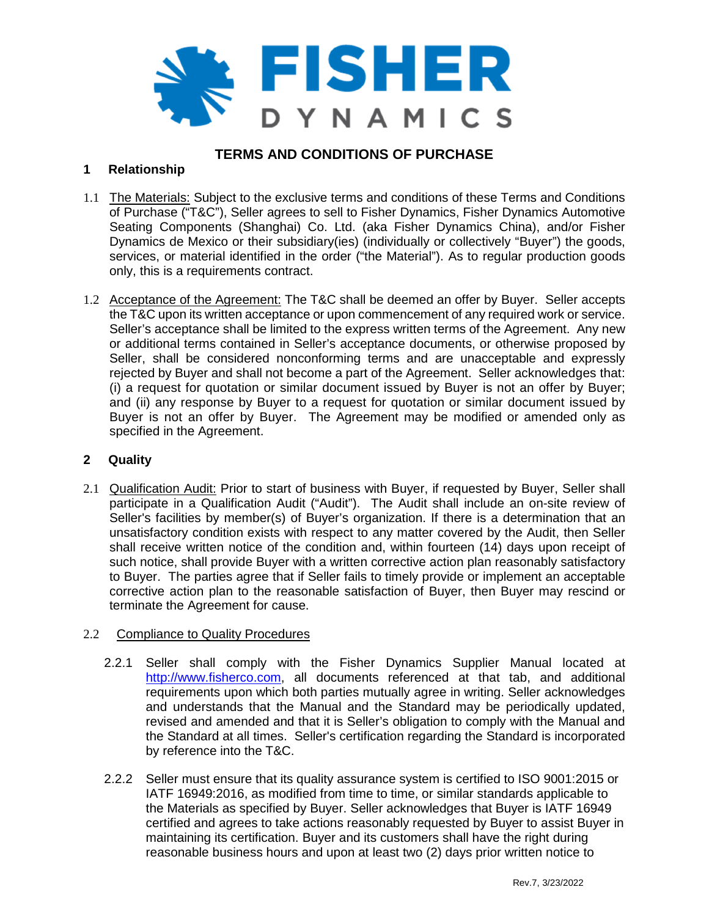FISHER DYNAMICS

# TERMS AND CONDITIONS OF PURCHASE

## 1 Relationship

1.1 The Materials: Subject to the exclusive terms and conditions of these Terms and Conditions of Purchase ("T&C"), Seller agrees to sell to Fisher Dynamics, Fisher Dynamics Automotive Seating Components (Shanghai) Co. Ltd. (aka Fisher Dynamics China), and/or Fisher Dynamics de Mexico or their subsidiary(ies) (individually or collectively "Buyer") the goods, services, or material identified in the order ("the Material"). As to regular production goods only, this is a requirements contract.

1.2 Acceptance of the Agreement: The T&C shall be deemed an offer by Buyer. Seller accepts the T&C upon its written acceptance or upon commencement of any required work or service. Seller's acceptance shall be limited to the express written terms of the Agreement. Any new or additional terms contained in Seller's acceptance documents, or otherwise proposed by Seller, shall be considered nonconforming terms and are unacceptable and expressly rejected by Buyer and shall not become a part of the Agreement. Seller acknowledges that: (i) a request for quotation or similar document issued by Buyer is not an offer by Buyer; and (ii) any response by Buyer to a request for quotation or similar document issued by Buyer is not an offer by Buyer. The Agreement may be modified or amended only as specified in the Agreement.

## 2 Quality

2.1 Qualification Audit: Prior to start of business with Buyer, if requested by Buyer, Seller shall participate in a Qualification Audit ("Audit"). The Audit shall include an on-site review of Seller's facilities by member(s) of Buyer's organization. If there is a determination that an unsatisfactory condition exists with respect to any matter covered by the Audit, then Seller shall receive written notice of the condition and, within fourteen (14) days upon receipt of such notice, shall provide Buyer with a written corrective action plan reasonably satisfactory to Buyer. The parties agree that if Seller fails to timely provide or implement an acceptable corrective action plan to the reasonable satisfaction of Buyer, then Buyer may rescind or terminate the Agreement for cause.

2.2 Compliance to Quality Procedures

2.2.1 Seller shall comply with the Fisher Dynamics Supplier Manual located at http://www.fisherco.com, all documents referenced at that tab, and additional requirements upon which both parties mutually agree in writing. Seller acknowledges and understands that the Manual and the Standard may be periodically updated, revised and amended and that it is Seller's obligation to comply with the Manual and the Standard at all times. Seller's certification regarding the Standard is incorporated by reference into the T&C.

2.2.2 Seller must ensure that its quality assurance system is certified to ISO 9001:2015 or IATF 16949:2016, as modified from time to time, or similar standards applicable to the Materials as specified by Buyer. Seller acknowledges that Buyer is IATF 16949 certified and agrees to take actions reasonably requested by Buyer to assist Buyer in maintaining its certification. Buyer and its customers shall have the right during reasonable business hours and upon at least two (2) days prior written notice to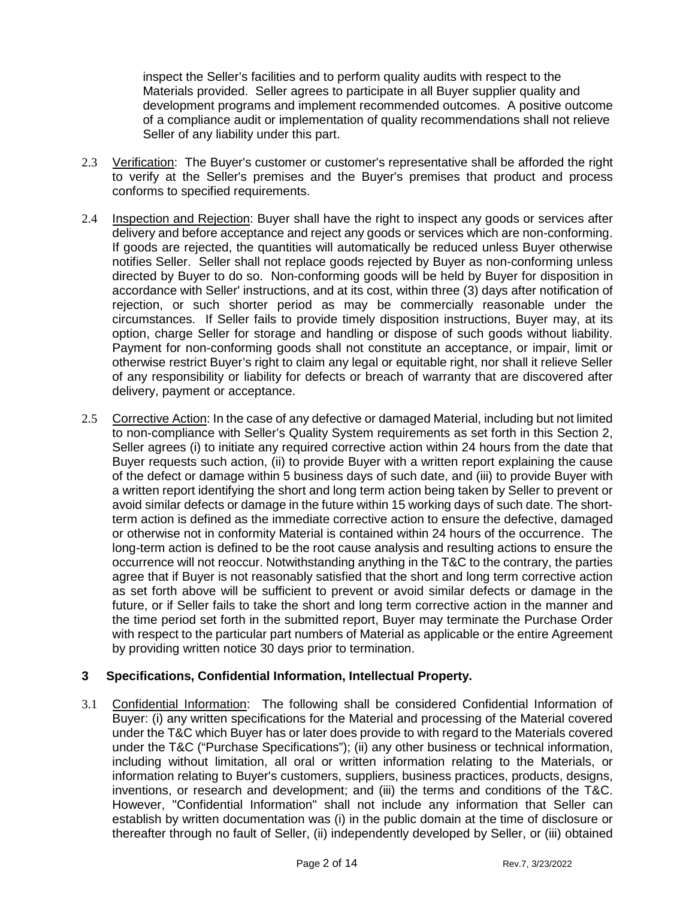inspect the Seller's facilities and to perform quality audits with respect to the Materials provided. Seller agrees to participate in all Buyer supplier quality and development programs and implement recommended outcomes. A positive outcome of a compliance audit or implementation of quality recommendations shall not relieve Seller of any liability under this part.

2.3 Verification: The Buyer's customer or customer's representative shall be afforded the right to verify at the Seller's premises and the Buyer's premises that product and process conforms to specified requirements.

2.4 Inspection and Rejection: Buyer shall have the right to inspect any goods or services after delivery and before acceptance and reject any goods or services which are non-conforming. If goods are rejected, the quantities will automatically be reduced unless Buyer otherwise notifies Seller. Seller shall not replace goods rejected by Buyer as non-conforming unless directed by Buyer to do so. Non-conforming goods will be held by Buyer for disposition in accordance with Seller' instructions, and at its cost, within three (3) days after notification of rejection, or such shorter period as may be commercially reasonable under the circumstances. If Seller fails to provide timely disposition instructions, Buyer may, at its option, charge Seller for storage and handling or dispose of such goods without liability. Payment for non-conforming goods shall not constitute an acceptance, or impair, limit or otherwise restrict Buyer's right to claim any legal or equitable right, nor shall it relieve Seller of any responsibility or liability for defects or breach of warranty that are discovered after delivery, payment or acceptance.

2.5 Corrective Action: In the case of any defective or damaged Material, including but not limited to non-compliance with Seller's Quality System requirements as set forth in this Section 2, Seller agrees (i) to initiate any required corrective action within 24 hours from the date that Buyer requests such action, (ii) to provide Buyer with a written report explaining the cause of the defect or damage within 5 business days of such date, and (iii) to provide Buyer with a written report identifying the short and long term action being taken by Seller to prevent or avoid similar defects or damage in the future within 15 working days of such date. The short-term action is defined as the immediate corrective action to ensure the defective, damaged or otherwise not in conformity Material is contained within 24 hours of the occurrence. The long-term action is defined to be the root cause analysis and resulting actions to ensure the occurrence will not reoccur. Notwithstanding anything in the T&C to the contrary, the parties agree that if Buyer is not reasonably satisfied that the short and long term corrective action as set forth above will be sufficient to prevent or avoid similar defects or damage in the future, or if Seller fails to take the short and long term corrective action in the manner and the time period set forth in the submitted report, Buyer may terminate the Purchase Order with respect to the particular part numbers of Material as applicable or the entire Agreement by providing written notice 30 days prior to termination.

## 3 Specifications, Confidential Information, Intellectual Property.

3.1 Confidential Information: The following shall be considered Confidential Information of Buyer: (i) any written specifications for the Material and processing of the Material covered under the T&C which Buyer has or later does provide to with regard to the Materials covered under the T&C ("Purchase Specifications"); (ii) any other business or technical information, including without limitation, all oral or written information relating to the Materials, or information relating to Buyer's customers, suppliers, business practices, products, designs, inventions, or research and development; and (iii) the terms and conditions of the T&C. However, "Confidential Information" shall not include any information that Seller can establish by written documentation was (i) in the public domain at the time of disclosure or thereafter through no fault of Seller, (ii) independently developed by Seller, or (iii) obtained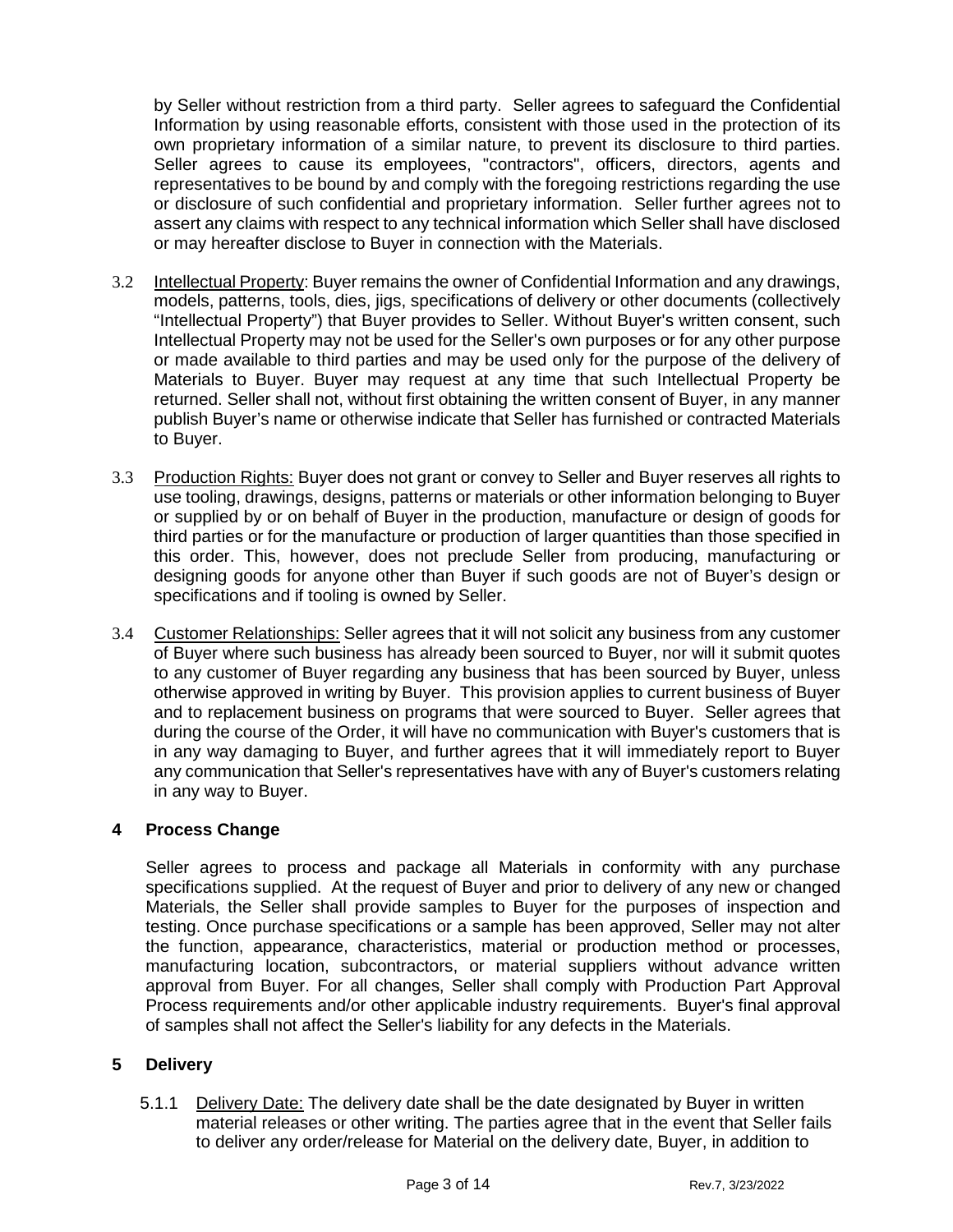by Seller without restriction from a third party. Seller agrees to safeguard the Confidential Information by using reasonable efforts, consistent with those used in the protection of its own proprietary information of a similar nature, to prevent its disclosure to third parties. Seller agrees to cause its employees, "contractors", officers, directors, agents and representatives to be bound by and comply with the foregoing restrictions regarding the use or disclosure of such confidential and proprietary information. Seller further agrees not to assert any claims with respect to any technical information which Seller shall have disclosed or may hereafter disclose to Buyer in connection with the Materials.

3.2 Intellectual Property: Buyer remains the owner of Confidential Information and any drawings, models, patterns, tools, dies, jigs, specifications of delivery or other documents (collectively "Intellectual Property") that Buyer provides to Seller. Without Buyer's written consent, such Intellectual Property may not be used for the Seller's own purposes or for any other purpose or made available to third parties and may be used only for the purpose of the delivery of Materials to Buyer. Buyer may request at any time that such Intellectual Property be returned. Seller shall not, without first obtaining the written consent of Buyer, in any manner publish Buyer's name or otherwise indicate that Seller has furnished or contracted Materials to Buyer.

3.3 Production Rights: Buyer does not grant or convey to Seller and Buyer reserves all rights to use tooling, drawings, designs, patterns or materials or other information belonging to Buyer or supplied by or on behalf of Buyer in the production, manufacture or design of goods for third parties or for the manufacture or production of larger quantities than those specified in this order. This, however, does not preclude Seller from producing, manufacturing or designing goods for anyone other than Buyer if such goods are not of Buyer's design or specifications and if tooling is owned by Seller.

3.4 Customer Relationships: Seller agrees that it will not solicit any business from any customer of Buyer where such business has already been sourced to Buyer, nor will it submit quotes to any customer of Buyer regarding any business that has been sourced by Buyer, unless otherwise approved in writing by Buyer. This provision applies to current business of Buyer and to replacement business on programs that were sourced to Buyer. Seller agrees that during the course of the Order, it will have no communication with Buyer's customers that is in any way damaging to Buyer, and further agrees that it will immediately report to Buyer any communication that Seller's representatives have with any of Buyer's customers relating in any way to Buyer.

## 4 Process Change

Seller agrees to process and package all Materials in conformity with any purchase specifications supplied. At the request of Buyer and prior to delivery of any new or changed Materials, the Seller shall provide samples to Buyer for the purposes of inspection and testing. Once purchase specifications or a sample has been approved, Seller may not alter the function, appearance, characteristics, material or production method or processes, manufacturing location, subcontractors, or material suppliers without advance written approval from Buyer. For all changes, Seller shall comply with Production Part Approval Process requirements and/or other applicable industry requirements. Buyer's final approval of samples shall not affect the Seller's liability for any defects in the Materials.

## 5 Delivery

5.1.1 Delivery Date: The delivery date shall be the date designated by Buyer in written material releases or other writing. The parties agree that in the event that Seller fails to deliver any order/release for Material on the delivery date, Buyer, in addition to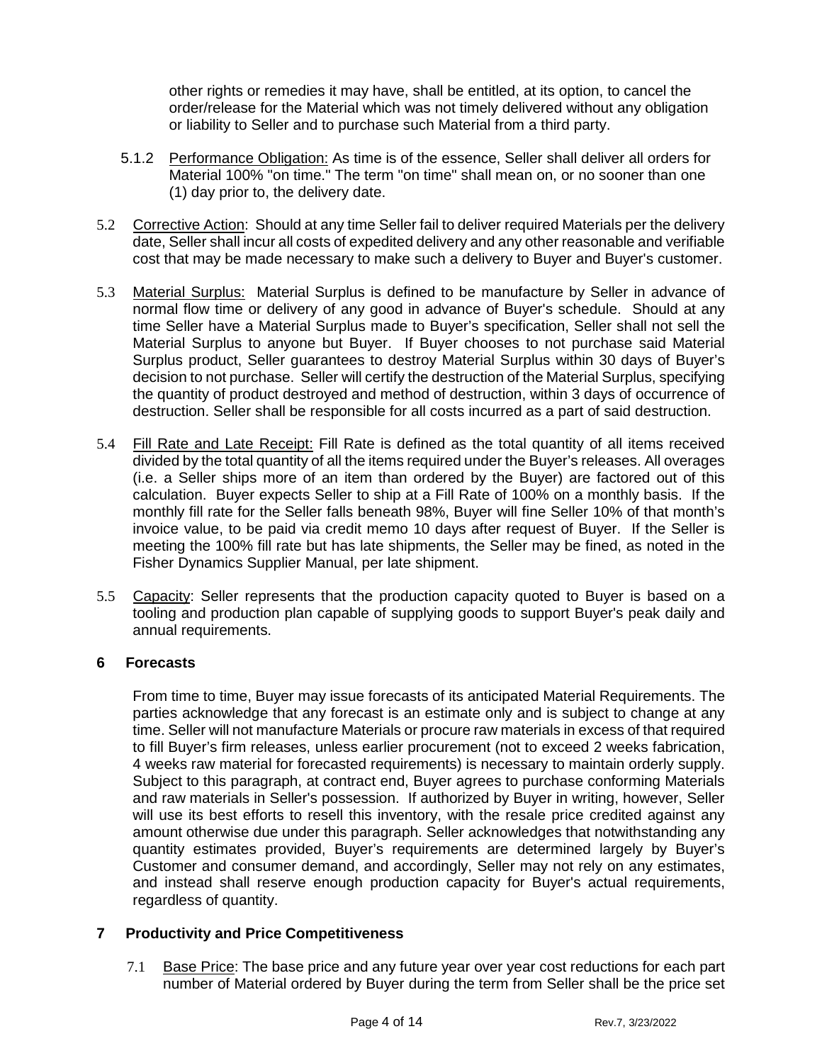other rights or remedies it may have, shall be entitled, at its option, to cancel the order/release for the Material which was not timely delivered without any obligation or liability to Seller and to purchase such Material from a third party.

5.1.2 Performance Obligation: As time is of the essence, Seller shall deliver all orders for Material 100% "on time." The term "on time" shall mean on, or no sooner than one (1) day prior to, the delivery date.

5.2 Corrective Action: Should at any time Seller fail to deliver required Materials per the delivery date, Seller shall incur all costs of expedited delivery and any other reasonable and verifiable cost that may be made necessary to make such a delivery to Buyer and Buyer's customer.

5.3 Material Surplus: Material Surplus is defined to be manufacture by Seller in advance of normal flow time or delivery of any good in advance of Buyer's schedule. Should at any time Seller have a Material Surplus made to Buyer's specification, Seller shall not sell the Material Surplus to anyone but Buyer. If Buyer chooses to not purchase said Material Surplus product, Seller guarantees to destroy Material Surplus within 30 days of Buyer's decision to not purchase. Seller will certify the destruction of the Material Surplus, specifying the quantity of product destroyed and method of destruction, within 3 days of occurrence of destruction. Seller shall be responsible for all costs incurred as a part of said destruction.

5.4 Fill Rate and Late Receipt: Fill Rate is defined as the total quantity of all items received divided by the total quantity of all the items required under the Buyer's releases. All overages (i.e. a Seller ships more of an item than ordered by the Buyer) are factored out of this calculation. Buyer expects Seller to ship at a Fill Rate of 100% on a monthly basis. If the monthly fill rate for the Seller falls beneath 98%, Buyer will fine Seller 10% of that month's invoice value, to be paid via credit memo 10 days after request of Buyer. If the Seller is meeting the 100% fill rate but has late shipments, the Seller may be fined, as noted in the Fisher Dynamics Supplier Manual, per late shipment.

5.5 Capacity: Seller represents that the production capacity quoted to Buyer is based on a tooling and production plan capable of supplying goods to support Buyer's peak daily and annual requirements.

## 6 Forecasts

From time to time, Buyer may issue forecasts of its anticipated Material Requirements. The parties acknowledge that any forecast is an estimate only and is subject to change at any time. Seller will not manufacture Materials or procure raw materials in excess of that required to fill Buyer's firm releases, unless earlier procurement (not to exceed 2 weeks fabrication, 4 weeks raw material for forecasted requirements) is necessary to maintain orderly supply. Subject to this paragraph, at contract end, Buyer agrees to purchase conforming Materials and raw materials in Seller's possession. If authorized by Buyer in writing, however, Seller will use its best efforts to resell this inventory, with the resale price credited against any amount otherwise due under this paragraph. Seller acknowledges that notwithstanding any quantity estimates provided, Buyer's requirements are determined largely by Buyer's Customer and consumer demand, and accordingly, Seller may not rely on any estimates, and instead shall reserve enough production capacity for Buyer's actual requirements, regardless of quantity.

## 7 Productivity and Price Competitiveness

7.1 Base Price: The base price and any future year over year cost reductions for each part number of Material ordered by Buyer during the term from Seller shall be the price set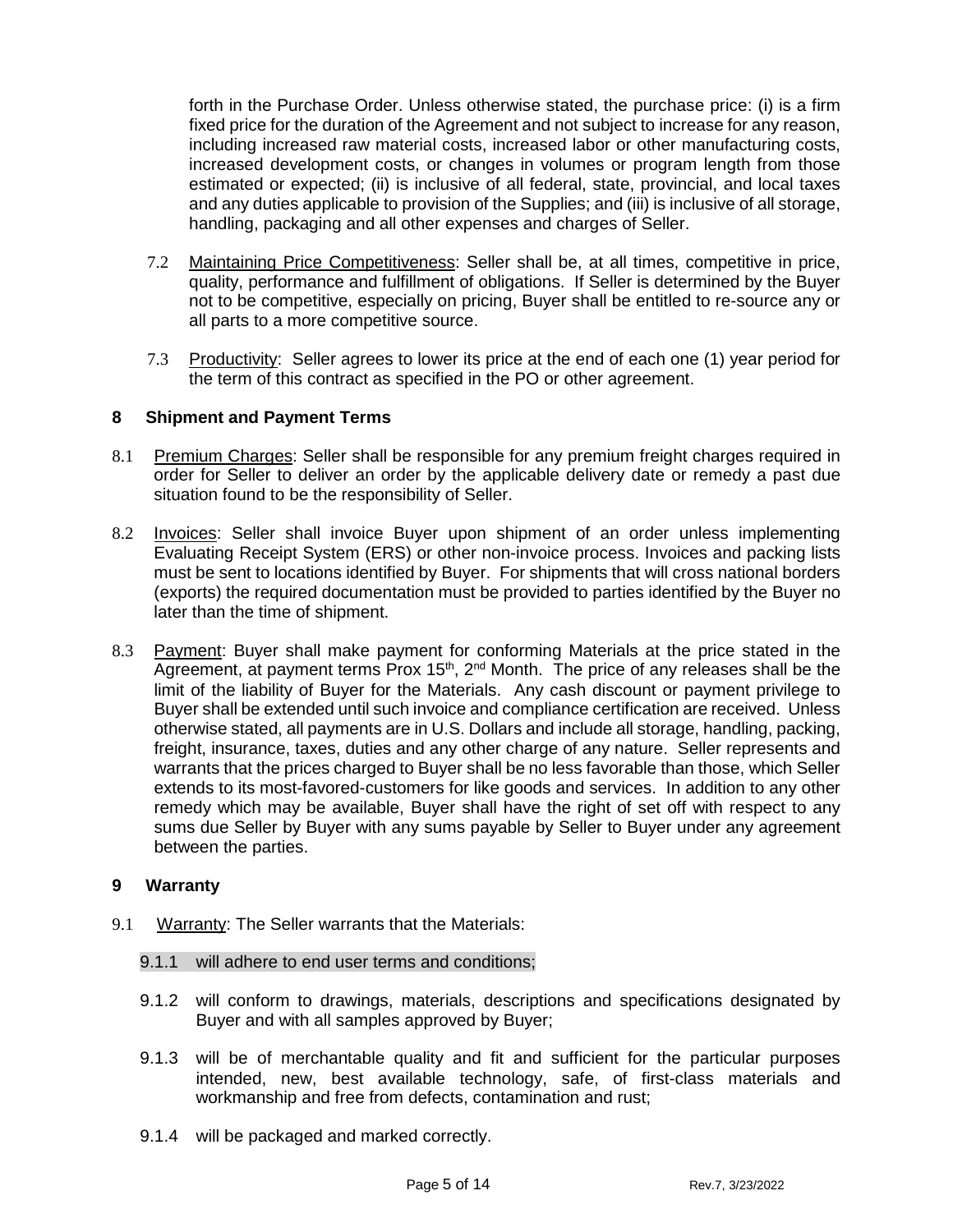forth in the Purchase Order. Unless otherwise stated, the purchase price: (i) is a firm fixed price for the duration of the Agreement and not subject to increase for any reason, including increased raw material costs, increased labor or other manufacturing costs, increased development costs, or changes in volumes or program length from those estimated or expected; (ii) is inclusive of all federal, state, provincial, and local taxes and any duties applicable to provision of the Supplies; and (iii) is inclusive of all storage, handling, packaging and all other expenses and charges of Seller.

7.2 Maintaining Price Competitiveness: Seller shall be, at all times, competitive in price, quality, performance and fulfillment of obligations. If Seller is determined by the Buyer not to be competitive, especially on pricing, Buyer shall be entitled to re-source any or all parts to a more competitive source.

7.3 Productivity: Seller agrees to lower its price at the end of each one (1) year period for the term of this contract as specified in the PO or other agreement.

## 8 Shipment and Payment Terms

8.1 Premium Charges: Seller shall be responsible for any premium freight charges required in order for Seller to deliver an order by the applicable delivery date or remedy a past due situation found to be the responsibility of Seller.

8.2 Invoices: Seller shall invoice Buyer upon shipment of an order unless implementing Evaluating Receipt System (ERS) or other non-invoice process. Invoices and packing lists must be sent to locations identified by Buyer. For shipments that will cross national borders (exports) the required documentation must be provided to parties identified by the Buyer no later than the time of shipment.

8.3 Payment: Buyer shall make payment for conforming Materials at the price stated in the Agreement, at payment terms Prox 15th, 2nd Month. The price of any releases shall be the limit of the liability of Buyer for the Materials. Any cash discount or payment privilege to Buyer shall be extended until such invoice and compliance certification are received. Unless otherwise stated, all payments are in U.S. Dollars and include all storage, handling, packing, freight, insurance, taxes, duties and any other charge of any nature. Seller represents and warrants that the prices charged to Buyer shall be no less favorable than those, which Seller extends to its most-favored-customers for like goods and services. In addition to any other remedy which may be available, Buyer shall have the right of set off with respect to any sums due Seller by Buyer with any sums payable by Seller to Buyer under any agreement between the parties.

## 9 Warranty

9.1 Warranty: The Seller warrants that the Materials:

9.1.1 will adhere to end user terms and conditions;

9.1.2 will conform to drawings, materials, descriptions and specifications designated by Buyer and with all samples approved by Buyer;

9.1.3 will be of merchantable quality and fit and sufficient for the particular purposes intended, new, best available technology, safe, of first-class materials and workmanship and free from defects, contamination and rust;

9.1.4 will be packaged and marked correctly.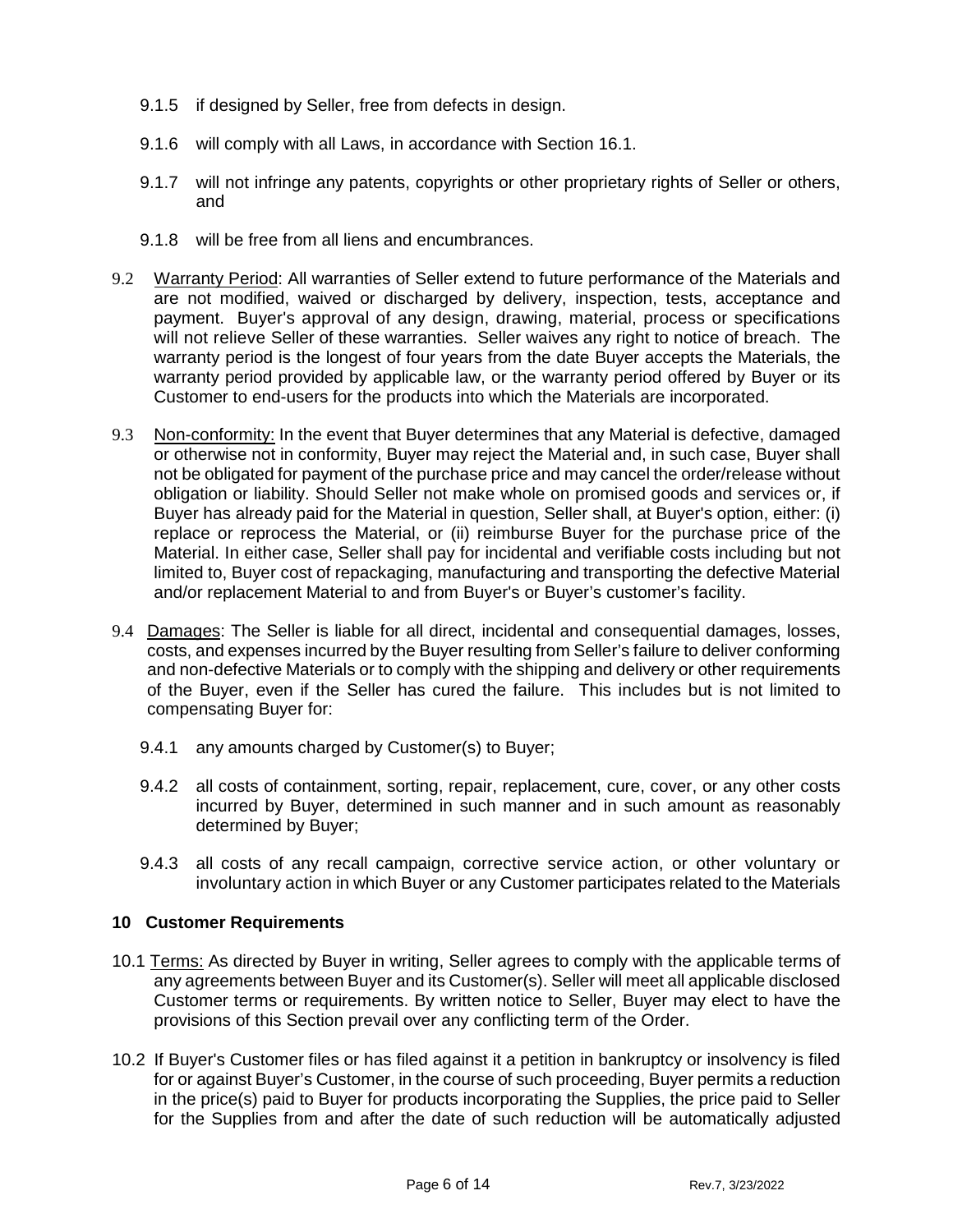9.1.5 if designed by Seller, free from defects in design.

9.1.6 will comply with all Laws, in accordance with Section 16.1.

9.1.7 will not infringe any patents, copyrights or other proprietary rights of Seller or others, and

9.1.8 will be free from all liens and encumbrances.

9.2 Warranty Period: All warranties of Seller extend to future performance of the Materials and are not modified, waived or discharged by delivery, inspection, tests, acceptance and payment. Buyer's approval of any design, drawing, material, process or specifications will not relieve Seller of these warranties. Seller waives any right to notice of breach. The warranty period is the longest of four years from the date Buyer accepts the Materials, the warranty period provided by applicable law, or the warranty period offered by Buyer or its Customer to end-users for the products into which the Materials are incorporated.

9.3 Non-conformity: In the event that Buyer determines that any Material is defective, damaged or otherwise not in conformity, Buyer may reject the Material and, in such case, Buyer shall not be obligated for payment of the purchase price and may cancel the order/release without obligation or liability. Should Seller not make whole on promised goods and services or, if Buyer has already paid for the Material in question, Seller shall, at Buyer's option, either: (i) replace or reprocess the Material, or (ii) reimburse Buyer for the purchase price of the Material. In either case, Seller shall pay for incidental and verifiable costs including but not limited to, Buyer cost of repackaging, manufacturing and transporting the defective Material and/or replacement Material to and from Buyer's or Buyer's customer's facility.

9.4 Damages: The Seller is liable for all direct, incidental and consequential damages, losses, costs, and expenses incurred by the Buyer resulting from Seller's failure to deliver conforming and non-defective Materials or to comply with the shipping and delivery or other requirements of the Buyer, even if the Seller has cured the failure. This includes but is not limited to compensating Buyer for:

9.4.1 any amounts charged by Customer(s) to Buyer;

9.4.2 all costs of containment, sorting, repair, replacement, cure, cover, or any other costs incurred by Buyer, determined in such manner and in such amount as reasonably determined by Buyer;

9.4.3 all costs of any recall campaign, corrective service action, or other voluntary or involuntary action in which Buyer or any Customer participates related to the Materials

## 10 Customer Requirements

10.1 Terms: As directed by Buyer in writing, Seller agrees to comply with the applicable terms of any agreements between Buyer and its Customer(s). Seller will meet all applicable disclosed Customer terms or requirements. By written notice to Seller, Buyer may elect to have the provisions of this Section prevail over any conflicting term of the Order.

10.2 If Buyer's Customer files or has filed against it a petition in bankruptcy or insolvency is filed for or against Buyer's Customer, in the course of such proceeding, Buyer permits a reduction in the price(s) paid to Buyer for products incorporating the Supplies, the price paid to Seller for the Supplies from and after the date of such reduction will be automatically adjusted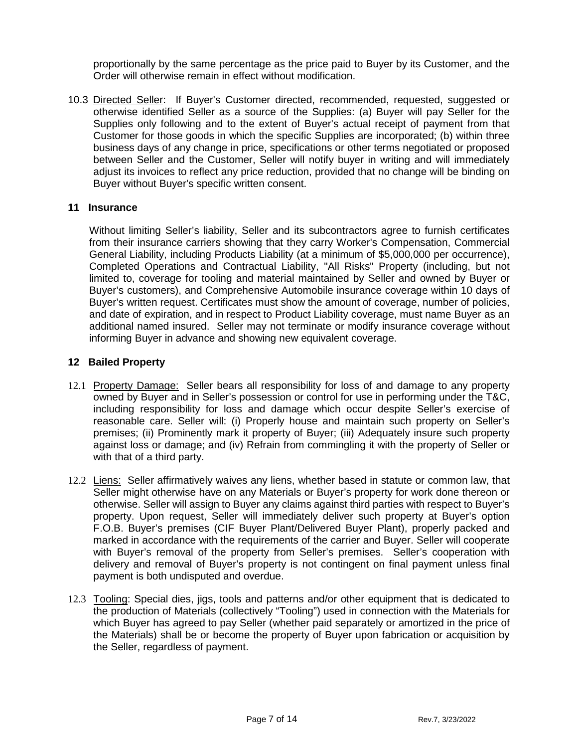proportionally by the same percentage as the price paid to Buyer by its Customer, and the Order will otherwise remain in effect without modification.

10.3 Directed Seller: If Buyer's Customer directed, recommended, requested, suggested or otherwise identified Seller as a source of the Supplies: (a) Buyer will pay Seller for the Supplies only following and to the extent of Buyer's actual receipt of payment from that Customer for those goods in which the specific Supplies are incorporated; (b) within three business days of any change in price, specifications or other terms negotiated or proposed between Seller and the Customer, Seller will notify buyer in writing and will immediately adjust its invoices to reflect any price reduction, provided that no change will be binding on Buyer without Buyer's specific written consent.

## 11 Insurance

Without limiting Seller's liability, Seller and its subcontractors agree to furnish certificates from their insurance carriers showing that they carry Worker's Compensation, Commercial General Liability, including Products Liability (at a minimum of $5,000,000 per occurrence), Completed Operations and Contractual Liability, "All Risks" Property (including, but not limited to, coverage for tooling and material maintained by Seller and owned by Buyer or Buyer's customers), and Comprehensive Automobile insurance coverage within 10 days of Buyer's written request. Certificates must show the amount of coverage, number of policies, and date of expiration, and in respect to Product Liability coverage, must name Buyer as an additional named insured. Seller may not terminate or modify insurance coverage without informing Buyer in advance and showing new equivalent coverage.

## 12 Bailed Property

12.1 Property Damage: Seller bears all responsibility for loss of and damage to any property owned by Buyer and in Seller's possession or control for use in performing under the T&C, including responsibility for loss and damage which occur despite Seller's exercise of reasonable care. Seller will: (i) Properly house and maintain such property on Seller's premises; (ii) Prominently mark it property of Buyer; (iii) Adequately insure such property against loss or damage; and (iv) Refrain from commingling it with the property of Seller or with that of a third party.

12.2 Liens: Seller affirmatively waives any liens, whether based in statute or common law, that Seller might otherwise have on any Materials or Buyer's property for work done thereon or otherwise. Seller will assign to Buyer any claims against third parties with respect to Buyer's property. Upon request, Seller will immediately deliver such property at Buyer's option F.O.B. Buyer's premises (CIF Buyer Plant/Delivered Buyer Plant), properly packed and marked in accordance with the requirements of the carrier and Buyer. Seller will cooperate with Buyer's removal of the property from Seller's premises. Seller's cooperation with delivery and removal of Buyer's property is not contingent on final payment unless final payment is both undisputed and overdue.

12.3 Tooling: Special dies, jigs, tools and patterns and/or other equipment that is dedicated to the production of Materials (collectively "Tooling") used in connection with the Materials for which Buyer has agreed to pay Seller (whether paid separately or amortized in the price of the Materials) shall be or become the property of Buyer upon fabrication or acquisition by the Seller, regardless of payment.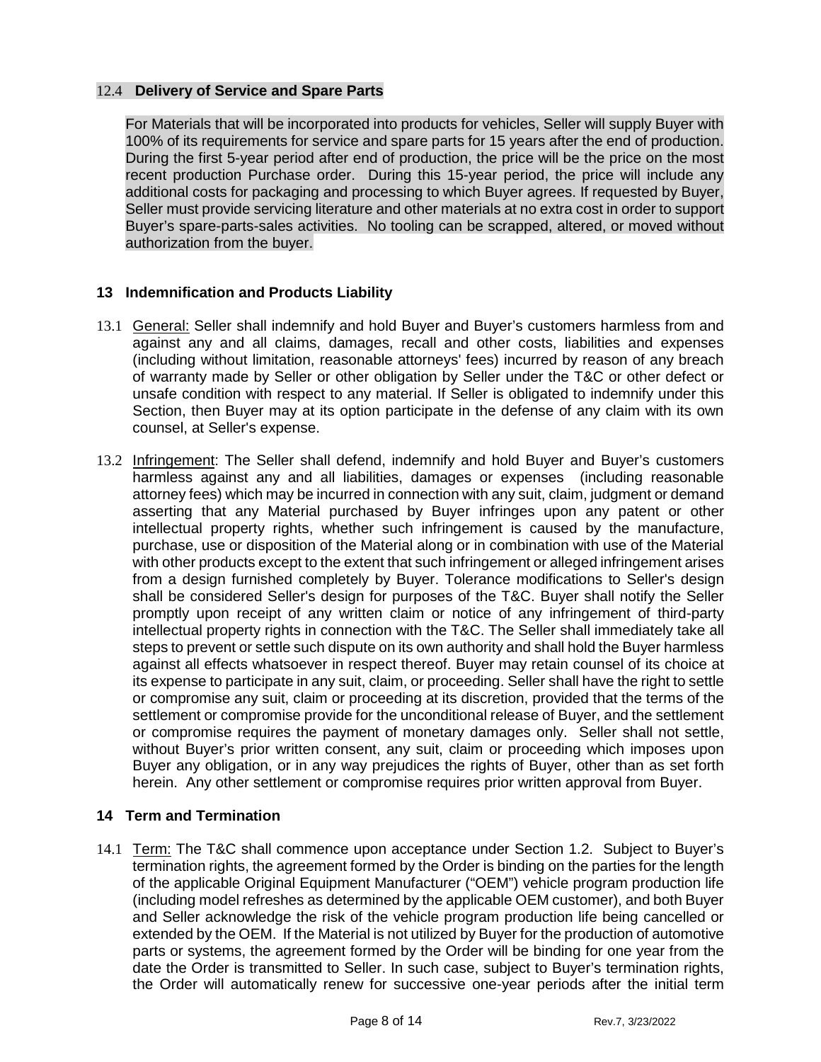### 12.4 Delivery of Service and Spare Parts

For Materials that will be incorporated into products for vehicles, Seller will supply Buyer with 100% of its requirements for service and spare parts for 15 years after the end of production. During the first 5-year period after end of production, the price will be the price on the most recent production Purchase order. During this 15-year period, the price will include any additional costs for packaging and processing to which Buyer agrees. If requested by Buyer, Seller must provide servicing literature and other materials at no extra cost in order to support Buyer's spare-parts-sales activities. No tooling can be scrapped, altered, or moved without authorization from the buyer.

## 13 Indemnification and Products Liability

13.1 General: Seller shall indemnify and hold Buyer and Buyer's customers harmless from and against any and all claims, damages, recall and other costs, liabilities and expenses (including without limitation, reasonable attorneys' fees) incurred by reason of any breach of warranty made by Seller or other obligation by Seller under the T&C or other defect or unsafe condition with respect to any material. If Seller is obligated to indemnify under this Section, then Buyer may at its option participate in the defense of any claim with its own counsel, at Seller's expense.

13.2 Infringement: The Seller shall defend, indemnify and hold Buyer and Buyer's customers harmless against any and all liabilities, damages or expenses (including reasonable attorney fees) which may be incurred in connection with any suit, claim, judgment or demand asserting that any Material purchased by Buyer infringes upon any patent or other intellectual property rights, whether such infringement is caused by the manufacture, purchase, use or disposition of the Material along or in combination with use of the Material with other products except to the extent that such infringement or alleged infringement arises from a design furnished completely by Buyer. Tolerance modifications to Seller's design shall be considered Seller's design for purposes of the T&C. Buyer shall notify the Seller promptly upon receipt of any written claim or notice of any infringement of third-party intellectual property rights in connection with the T&C. The Seller shall immediately take all steps to prevent or settle such dispute on its own authority and shall hold the Buyer harmless against all effects whatsoever in respect thereof. Buyer may retain counsel of its choice at its expense to participate in any suit, claim, or proceeding. Seller shall have the right to settle or compromise any suit, claim or proceeding at its discretion, provided that the terms of the settlement or compromise provide for the unconditional release of Buyer, and the settlement or compromise requires the payment of monetary damages only. Seller shall not settle, without Buyer's prior written consent, any suit, claim or proceeding which imposes upon Buyer any obligation, or in any way prejudices the rights of Buyer, other than as set forth herein. Any other settlement or compromise requires prior written approval from Buyer.

## 14 Term and Termination

14.1 Term: The T&C shall commence upon acceptance under Section 1.2. Subject to Buyer's termination rights, the agreement formed by the Order is binding on the parties for the length of the applicable Original Equipment Manufacturer ("OEM") vehicle program production life (including model refreshes as determined by the applicable OEM customer), and both Buyer and Seller acknowledge the risk of the vehicle program production life being cancelled or extended by the OEM. If the Material is not utilized by Buyer for the production of automotive parts or systems, the agreement formed by the Order will be binding for one year from the date the Order is transmitted to Seller. In such case, subject to Buyer's termination rights, the Order will automatically renew for successive one-year periods after the initial term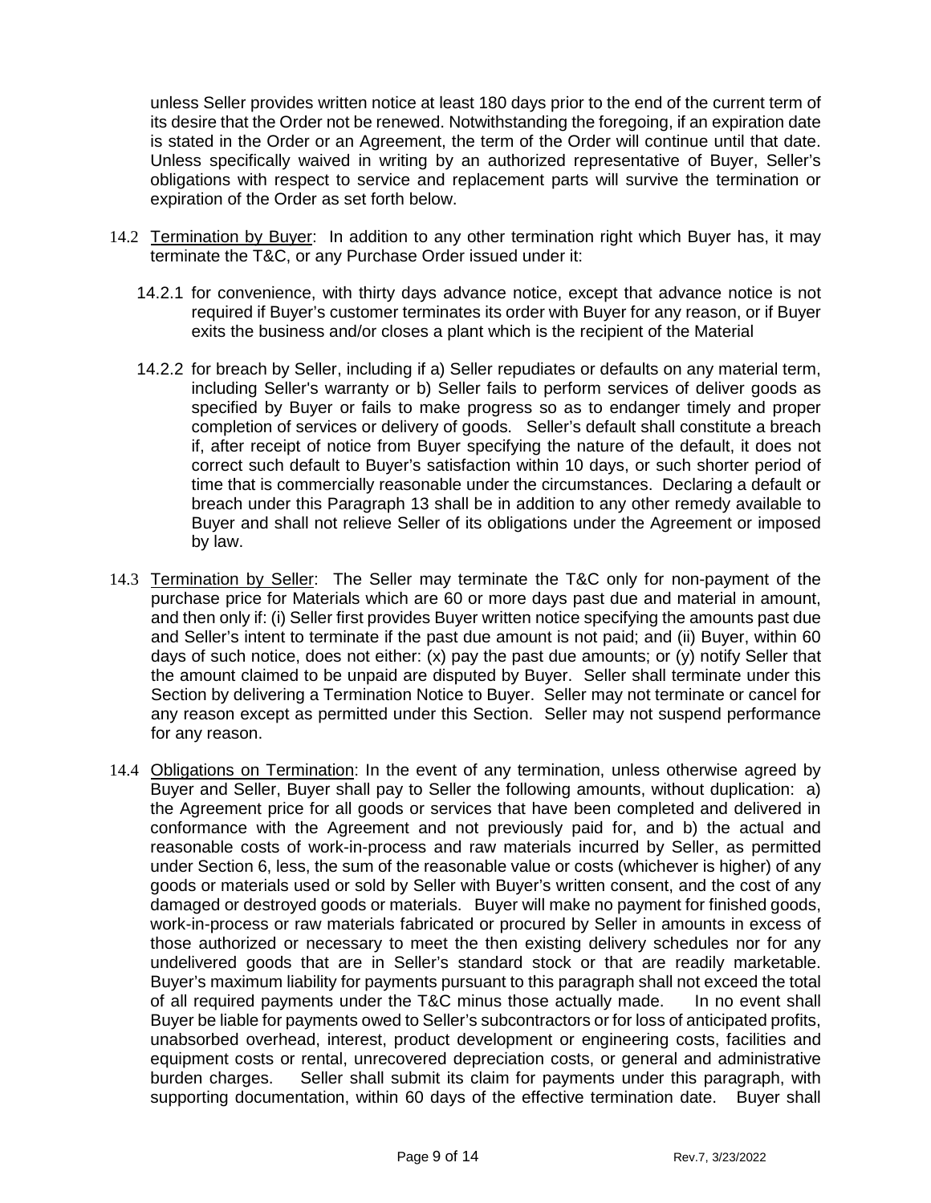unless Seller provides written notice at least 180 days prior to the end of the current term of its desire that the Order not be renewed. Notwithstanding the foregoing, if an expiration date is stated in the Order or an Agreement, the term of the Order will continue until that date. Unless specifically waived in writing by an authorized representative of Buyer, Seller's obligations with respect to service and replacement parts will survive the termination or expiration of the Order as set forth below.

14.2 Termination by Buyer: In addition to any other termination right which Buyer has, it may terminate the T&C, or any Purchase Order issued under it:

14.2.1 for convenience, with thirty days advance notice, except that advance notice is not required if Buyer's customer terminates its order with Buyer for any reason, or if Buyer exits the business and/or closes a plant which is the recipient of the Material

14.2.2 for breach by Seller, including if a) Seller repudiates or defaults on any material term, including Seller's warranty or b) Seller fails to perform services of deliver goods as specified by Buyer or fails to make progress so as to endanger timely and proper completion of services or delivery of goods. Seller's default shall constitute a breach if, after receipt of notice from Buyer specifying the nature of the default, it does not correct such default to Buyer's satisfaction within 10 days, or such shorter period of time that is commercially reasonable under the circumstances. Declaring a default or breach under this Paragraph 13 shall be in addition to any other remedy available to Buyer and shall not relieve Seller of its obligations under the Agreement or imposed by law.

14.3 Termination by Seller: The Seller may terminate the T&C only for non-payment of the purchase price for Materials which are 60 or more days past due and material in amount, and then only if: (i) Seller first provides Buyer written notice specifying the amounts past due and Seller's intent to terminate if the past due amount is not paid; and (ii) Buyer, within 60 days of such notice, does not either: (x) pay the past due amounts; or (y) notify Seller that the amount claimed to be unpaid are disputed by Buyer. Seller shall terminate under this Section by delivering a Termination Notice to Buyer. Seller may not terminate or cancel for any reason except as permitted under this Section. Seller may not suspend performance for any reason.

14.4 Obligations on Termination: In the event of any termination, unless otherwise agreed by Buyer and Seller, Buyer shall pay to Seller the following amounts, without duplication: a) the Agreement price for all goods or services that have been completed and delivered in conformance with the Agreement and not previously paid for, and b) the actual and reasonable costs of work-in-process and raw materials incurred by Seller, as permitted under Section 6, less, the sum of the reasonable value or costs (whichever is higher) of any goods or materials used or sold by Seller with Buyer's written consent, and the cost of any damaged or destroyed goods or materials. Buyer will make no payment for finished goods, work-in-process or raw materials fabricated or procured by Seller in amounts in excess of those authorized or necessary to meet the then existing delivery schedules nor for any undelivered goods that are in Seller's standard stock or that are readily marketable. Buyer's maximum liability for payments pursuant to this paragraph shall not exceed the total of all required payments under the T&C minus those actually made. In no event shall Buyer be liable for payments owed to Seller's subcontractors or for loss of anticipated profits, unabsorbed overhead, interest, product development or engineering costs, facilities and equipment costs or rental, unrecovered depreciation costs, or general and administrative burden charges. Seller shall submit its claim for payments under this paragraph, with supporting documentation, within 60 days of the effective termination date. Buyer shall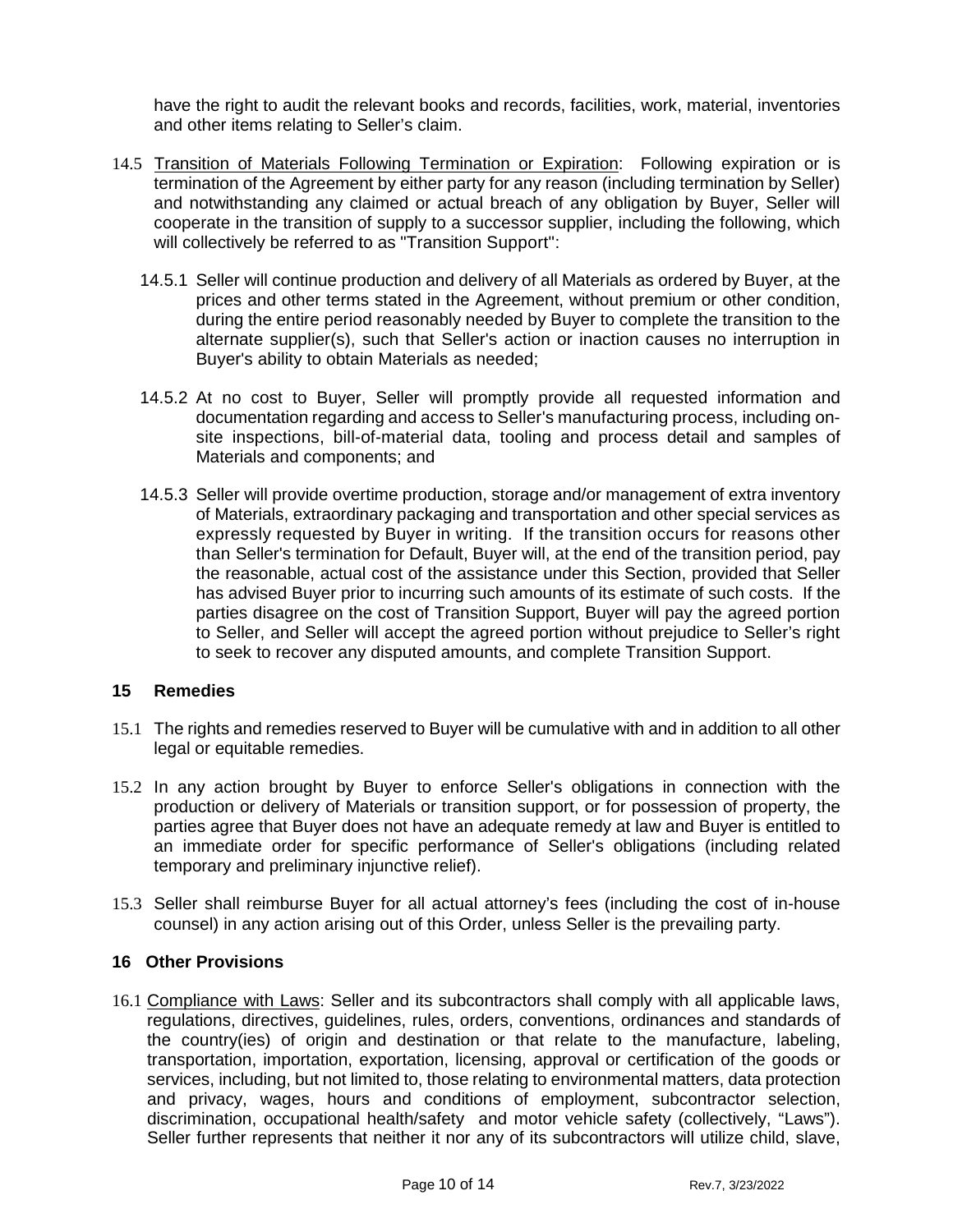have the right to audit the relevant books and records, facilities, work, material, inventories and other items relating to Seller's claim.

14.5 Transition of Materials Following Termination or Expiration: Following expiration or is termination of the Agreement by either party for any reason (including termination by Seller) and notwithstanding any claimed or actual breach of any obligation by Buyer, Seller will cooperate in the transition of supply to a successor supplier, including the following, which will collectively be referred to as "Transition Support":

14.5.1 Seller will continue production and delivery of all Materials as ordered by Buyer, at the prices and other terms stated in the Agreement, without premium or other condition, during the entire period reasonably needed by Buyer to complete the transition to the alternate supplier(s), such that Seller's action or inaction causes no interruption in Buyer's ability to obtain Materials as needed;

14.5.2 At no cost to Buyer, Seller will promptly provide all requested information and documentation regarding and access to Seller's manufacturing process, including on-site inspections, bill-of-material data, tooling and process detail and samples of Materials and components; and

14.5.3 Seller will provide overtime production, storage and/or management of extra inventory of Materials, extraordinary packaging and transportation and other special services as expressly requested by Buyer in writing. If the transition occurs for reasons other than Seller's termination for Default, Buyer will, at the end of the transition period, pay the reasonable, actual cost of the assistance under this Section, provided that Seller has advised Buyer prior to incurring such amounts of its estimate of such costs. If the parties disagree on the cost of Transition Support, Buyer will pay the agreed portion to Seller, and Seller will accept the agreed portion without prejudice to Seller's right to seek to recover any disputed amounts, and complete Transition Support.

## 15 Remedies

15.1 The rights and remedies reserved to Buyer will be cumulative with and in addition to all other legal or equitable remedies.

15.2 In any action brought by Buyer to enforce Seller's obligations in connection with the production or delivery of Materials or transition support, or for possession of property, the parties agree that Buyer does not have an adequate remedy at law and Buyer is entitled to an immediate order for specific performance of Seller's obligations (including related temporary and preliminary injunctive relief).

15.3 Seller shall reimburse Buyer for all actual attorney's fees (including the cost of in-house counsel) in any action arising out of this Order, unless Seller is the prevailing party.

## 16 Other Provisions

16.1 Compliance with Laws: Seller and its subcontractors shall comply with all applicable laws, regulations, directives, guidelines, rules, orders, conventions, ordinances and standards of the country(ies) of origin and destination or that relate to the manufacture, labeling, transportation, importation, exportation, licensing, approval or certification of the goods or services, including, but not limited to, those relating to environmental matters, data protection and privacy, wages, hours and conditions of employment, subcontractor selection, discrimination, occupational health/safety and motor vehicle safety (collectively, "Laws"). Seller further represents that neither it nor any of its subcontractors will utilize child, slave,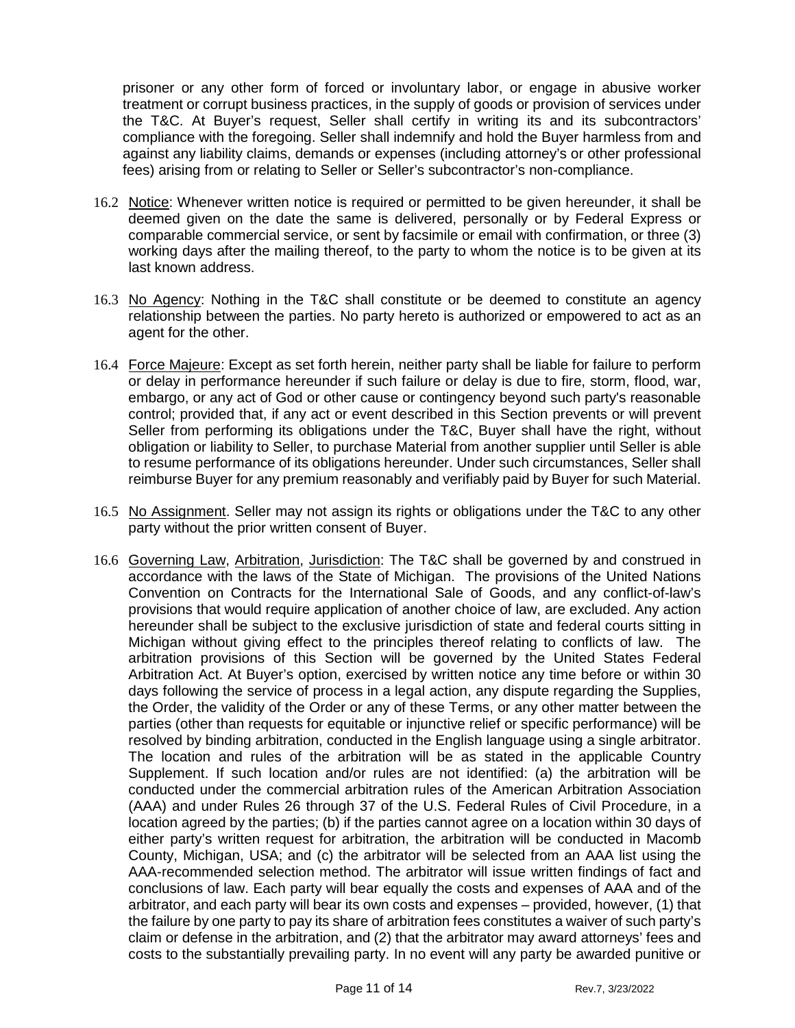prisoner or any other form of forced or involuntary labor, or engage in abusive worker treatment or corrupt business practices, in the supply of goods or provision of services under the T&C. At Buyer's request, Seller shall certify in writing its and its subcontractors' compliance with the foregoing. Seller shall indemnify and hold the Buyer harmless from and against any liability claims, demands or expenses (including attorney's or other professional fees) arising from or relating to Seller or Seller's subcontractor's non-compliance.

16.2 Notice: Whenever written notice is required or permitted to be given hereunder, it shall be deemed given on the date the same is delivered, personally or by Federal Express or comparable commercial service, or sent by facsimile or email with confirmation, or three (3) working days after the mailing thereof, to the party to whom the notice is to be given at its last known address.

16.3 No Agency: Nothing in the T&C shall constitute or be deemed to constitute an agency relationship between the parties. No party hereto is authorized or empowered to act as an agent for the other.

16.4 Force Majeure: Except as set forth herein, neither party shall be liable for failure to perform or delay in performance hereunder if such failure or delay is due to fire, storm, flood, war, embargo, or any act of God or other cause or contingency beyond such party's reasonable control; provided that, if any act or event described in this Section prevents or will prevent Seller from performing its obligations under the T&C, Buyer shall have the right, without obligation or liability to Seller, to purchase Material from another supplier until Seller is able to resume performance of its obligations hereunder. Under such circumstances, Seller shall reimburse Buyer for any premium reasonably and verifiably paid by Buyer for such Material.

16.5 No Assignment. Seller may not assign its rights or obligations under the T&C to any other party without the prior written consent of Buyer.

16.6 Governing Law, Arbitration, Jurisdiction: The T&C shall be governed by and construed in accordance with the laws of the State of Michigan. The provisions of the United Nations Convention on Contracts for the International Sale of Goods, and any conflict-of-law's provisions that would require application of another choice of law, are excluded. Any action hereunder shall be subject to the exclusive jurisdiction of state and federal courts sitting in Michigan without giving effect to the principles thereof relating to conflicts of law. The arbitration provisions of this Section will be governed by the United States Federal Arbitration Act. At Buyer's option, exercised by written notice any time before or within 30 days following the service of process in a legal action, any dispute regarding the Supplies, the Order, the validity of the Order or any of these Terms, or any other matter between the parties (other than requests for equitable or injunctive relief or specific performance) will be resolved by binding arbitration, conducted in the English language using a single arbitrator. The location and rules of the arbitration will be as stated in the applicable Country Supplement. If such location and/or rules are not identified: (a) the arbitration will be conducted under the commercial arbitration rules of the American Arbitration Association (AAA) and under Rules 26 through 37 of the U.S. Federal Rules of Civil Procedure, in a location agreed by the parties; (b) if the parties cannot agree on a location within 30 days of either party's written request for arbitration, the arbitration will be conducted in Macomb County, Michigan, USA; and (c) the arbitrator will be selected from an AAA list using the AAA-recommended selection method. The arbitrator will issue written findings of fact and conclusions of law. Each party will bear equally the costs and expenses of AAA and of the arbitrator, and each party will bear its own costs and expenses – provided, however, (1) that the failure by one party to pay its share of arbitration fees constitutes a waiver of such party's claim or defense in the arbitration, and (2) that the arbitrator may award attorneys' fees and costs to the substantially prevailing party. In no event will any party be awarded punitive or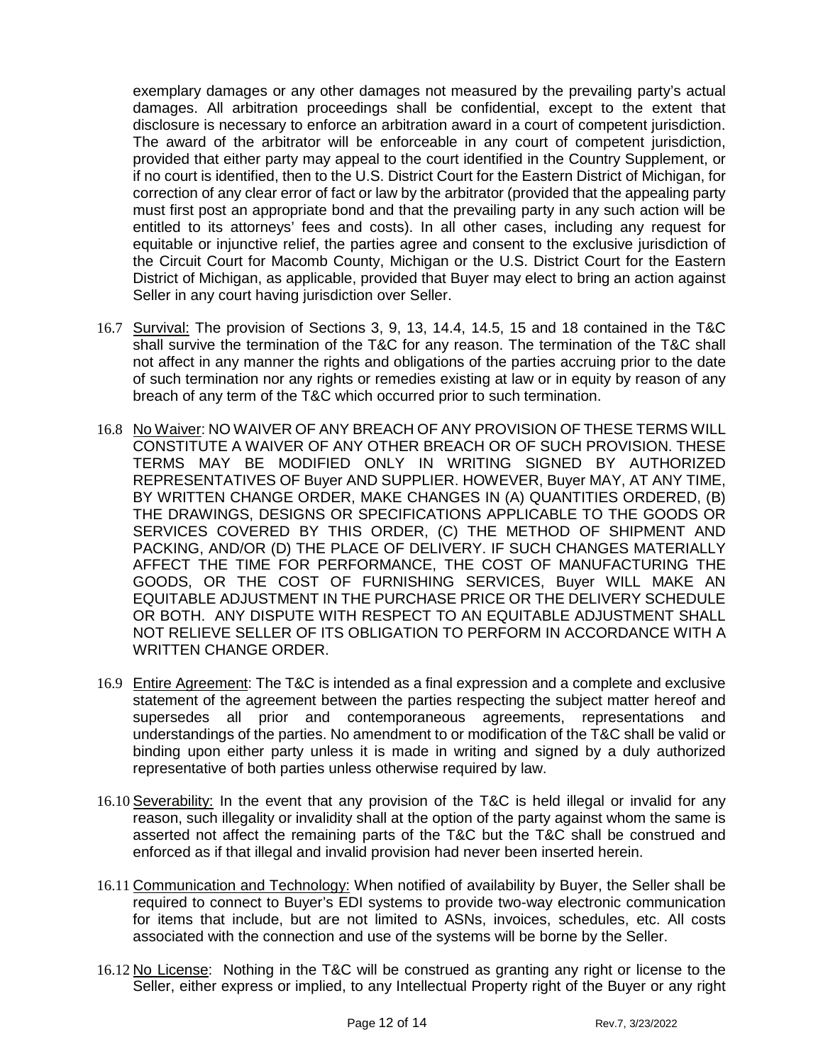exemplary damages or any other damages not measured by the prevailing party's actual damages. All arbitration proceedings shall be confidential, except to the extent that disclosure is necessary to enforce an arbitration award in a court of competent jurisdiction. The award of the arbitrator will be enforceable in any court of competent jurisdiction, provided that either party may appeal to the court identified in the Country Supplement, or if no court is identified, then to the U.S. District Court for the Eastern District of Michigan, for correction of any clear error of fact or law by the arbitrator (provided that the appealing party must first post an appropriate bond and that the prevailing party in any such action will be entitled to its attorneys' fees and costs). In all other cases, including any request for equitable or injunctive relief, the parties agree and consent to the exclusive jurisdiction of the Circuit Court for Macomb County, Michigan or the U.S. District Court for the Eastern District of Michigan, as applicable, provided that Buyer may elect to bring an action against Seller in any court having jurisdiction over Seller.

16.7 Survival: The provision of Sections 3, 9, 13, 14.4, 14.5, 15 and 18 contained in the T&C shall survive the termination of the T&C for any reason. The termination of the T&C shall not affect in any manner the rights and obligations of the parties accruing prior to the date of such termination nor any rights or remedies existing at law or in equity by reason of any breach of any term of the T&C which occurred prior to such termination.

16.8 No Waiver: NO WAIVER OF ANY BREACH OF ANY PROVISION OF THESE TERMS WILL CONSTITUTE A WAIVER OF ANY OTHER BREACH OR OF SUCH PROVISION. THESE TERMS MAY BE MODIFIED ONLY IN WRITING SIGNED BY AUTHORIZED REPRESENTATIVES OF Buyer AND SUPPLIER. HOWEVER, Buyer MAY, AT ANY TIME, BY WRITTEN CHANGE ORDER, MAKE CHANGES IN (A) QUANTITIES ORDERED, (B) THE DRAWINGS, DESIGNS OR SPECIFICATIONS APPLICABLE TO THE GOODS OR SERVICES COVERED BY THIS ORDER, (C) THE METHOD OF SHIPMENT AND PACKING, AND/OR (D) THE PLACE OF DELIVERY. IF SUCH CHANGES MATERIALLY AFFECT THE TIME FOR PERFORMANCE, THE COST OF MANUFACTURING THE GOODS, OR THE COST OF FURNISHING SERVICES, Buyer WILL MAKE AN EQUITABLE ADJUSTMENT IN THE PURCHASE PRICE OR THE DELIVERY SCHEDULE OR BOTH. ANY DISPUTE WITH RESPECT TO AN EQUITABLE ADJUSTMENT SHALL NOT RELIEVE SELLER OF ITS OBLIGATION TO PERFORM IN ACCORDANCE WITH A WRITTEN CHANGE ORDER.

16.9 Entire Agreement: The T&C is intended as a final expression and a complete and exclusive statement of the agreement between the parties respecting the subject matter hereof and supersedes all prior and contemporaneous agreements, representations and understandings of the parties. No amendment to or modification of the T&C shall be valid or binding upon either party unless it is made in writing and signed by a duly authorized representative of both parties unless otherwise required by law.

16.10 Severability: In the event that any provision of the T&C is held illegal or invalid for any reason, such illegality or invalidity shall at the option of the party against whom the same is asserted not affect the remaining parts of the T&C but the T&C shall be construed and enforced as if that illegal and invalid provision had never been inserted herein.

16.11 Communication and Technology: When notified of availability by Buyer, the Seller shall be required to connect to Buyer's EDI systems to provide two-way electronic communication for items that include, but are not limited to ASNs, invoices, schedules, etc. All costs associated with the connection and use of the systems will be borne by the Seller.

16.12 No License: Nothing in the T&C will be construed as granting any right or license to the Seller, either express or implied, to any Intellectual Property right of the Buyer or any right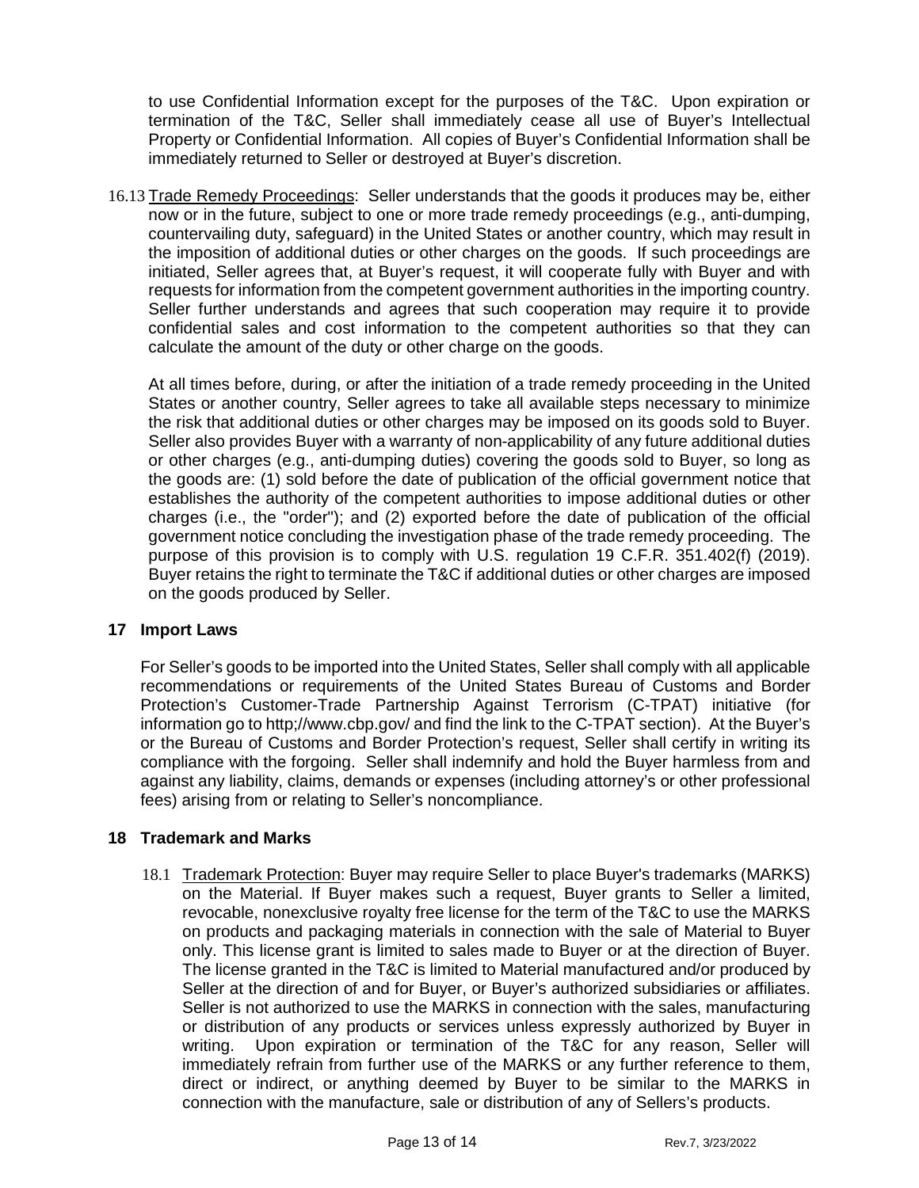to use Confidential Information except for the purposes of the T&C. Upon expiration or termination of the T&C, Seller shall immediately cease all use of Buyer's Intellectual Property or Confidential Information. All copies of Buyer's Confidential Information shall be immediately returned to Seller or destroyed at Buyer's discretion.

16.13 Trade Remedy Proceedings: Seller understands that the goods it produces may be, either now or in the future, subject to one or more trade remedy proceedings (e.g., anti-dumping, countervailing duty, safeguard) in the United States or another country, which may result in the imposition of additional duties or other charges on the goods. If such proceedings are initiated, Seller agrees that, at Buyer's request, it will cooperate fully with Buyer and with requests for information from the competent government authorities in the importing country. Seller further understands and agrees that such cooperation may require it to provide confidential sales and cost information to the competent authorities so that they can calculate the amount of the duty or other charge on the goods.

At all times before, during, or after the initiation of a trade remedy proceeding in the United States or another country, Seller agrees to take all available steps necessary to minimize the risk that additional duties or other charges may be imposed on its goods sold to Buyer. Seller also provides Buyer with a warranty of non-applicability of any future additional duties or other charges (e.g., anti-dumping duties) covering the goods sold to Buyer, so long as the goods are: (1) sold before the date of publication of the official government notice that establishes the authority of the competent authorities to impose additional duties or other charges (i.e., the "order"); and (2) exported before the date of publication of the official government notice concluding the investigation phase of the trade remedy proceeding. The purpose of this provision is to comply with U.S. regulation 19 C.F.R. 351.402(f) (2019). Buyer retains the right to terminate the T&C if additional duties or other charges are imposed on the goods produced by Seller.

## 17 Import Laws

For Seller's goods to be imported into the United States, Seller shall comply with all applicable recommendations or requirements of the United States Bureau of Customs and Border Protection's Customer-Trade Partnership Against Terrorism (C-TPAT) initiative (for information go to http;//www.cbp.gov/ and find the link to the C-TPAT section). At the Buyer's or the Bureau of Customs and Border Protection's request, Seller shall certify in writing its compliance with the forgoing. Seller shall indemnify and hold the Buyer harmless from and against any liability, claims, demands or expenses (including attorney's or other professional fees) arising from or relating to Seller's noncompliance.

## 18 Trademark and Marks

18.1 Trademark Protection: Buyer may require Seller to place Buyer's trademarks (MARKS) on the Material. If Buyer makes such a request, Buyer grants to Seller a limited, revocable, nonexclusive royalty free license for the term of the T&C to use the MARKS on products and packaging materials in connection with the sale of Material to Buyer only. This license grant is limited to sales made to Buyer or at the direction of Buyer. The license granted in the T&C is limited to Material manufactured and/or produced by Seller at the direction of and for Buyer, or Buyer's authorized subsidiaries or affiliates. Seller is not authorized to use the MARKS in connection with the sales, manufacturing or distribution of any products or services unless expressly authorized by Buyer in writing. Upon expiration or termination of the T&C for any reason, Seller will immediately refrain from further use of the MARKS or any further reference to them, direct or indirect, or anything deemed by Buyer to be similar to the MARKS in connection with the manufacture, sale or distribution of any of Sellers's products.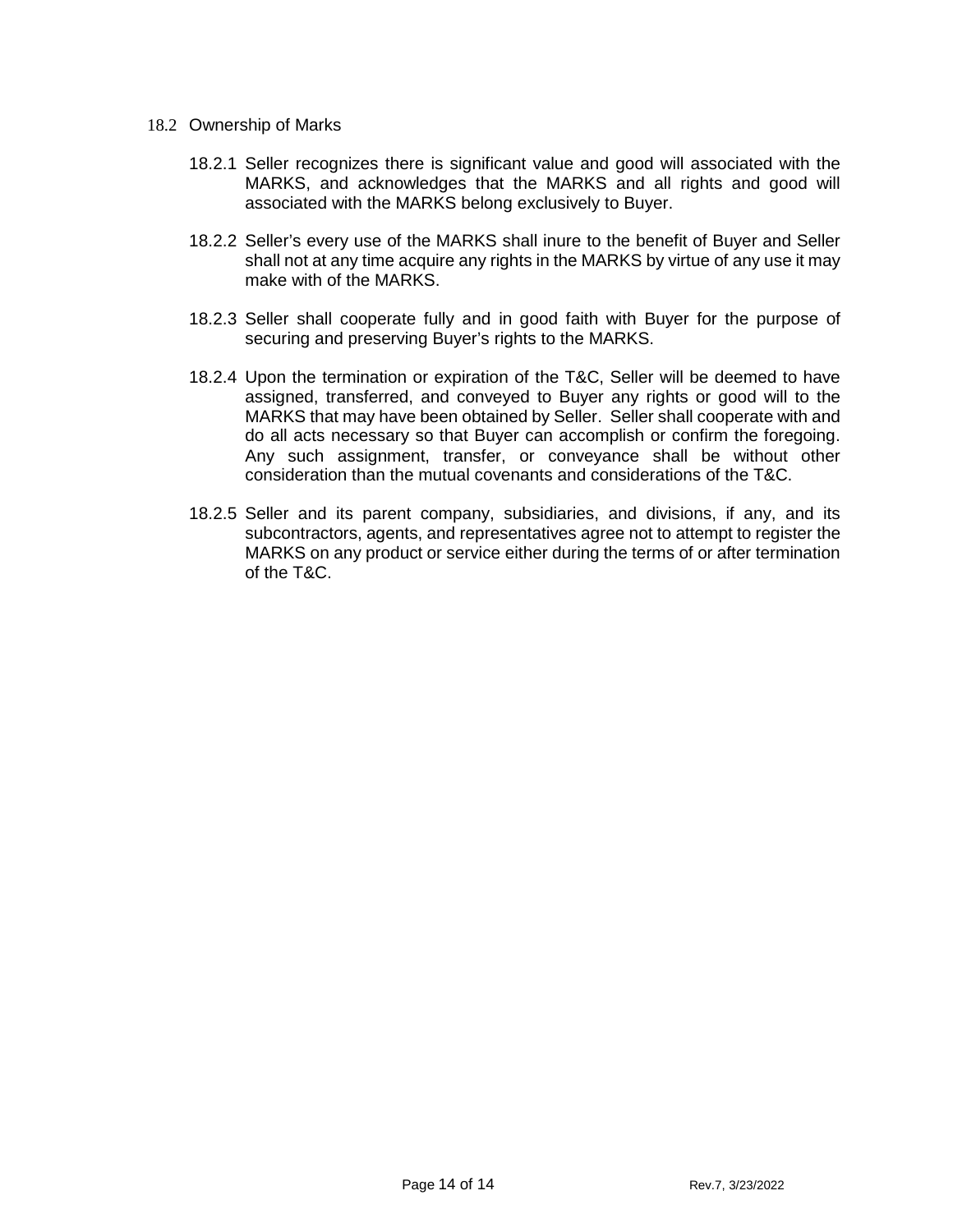18.2 Ownership of Marks

18.2.1 Seller recognizes there is significant value and good will associated with the MARKS, and acknowledges that the MARKS and all rights and good will associated with the MARKS belong exclusively to Buyer.

18.2.2 Seller's every use of the MARKS shall inure to the benefit of Buyer and Seller shall not at any time acquire any rights in the MARKS by virtue of any use it may make with of the MARKS.

18.2.3 Seller shall cooperate fully and in good faith with Buyer for the purpose of securing and preserving Buyer's rights to the MARKS.

18.2.4 Upon the termination or expiration of the T&C, Seller will be deemed to have assigned, transferred, and conveyed to Buyer any rights or good will to the MARKS that may have been obtained by Seller. Seller shall cooperate with and do all acts necessary so that Buyer can accomplish or confirm the foregoing. Any such assignment, transfer, or conveyance shall be without other consideration than the mutual covenants and considerations of the T&C.

18.2.5 Seller and its parent company, subsidiaries, and divisions, if any, and its subcontractors, agents, and representatives agree not to attempt to register the MARKS on any product or service either during the terms of or after termination of the T&C.